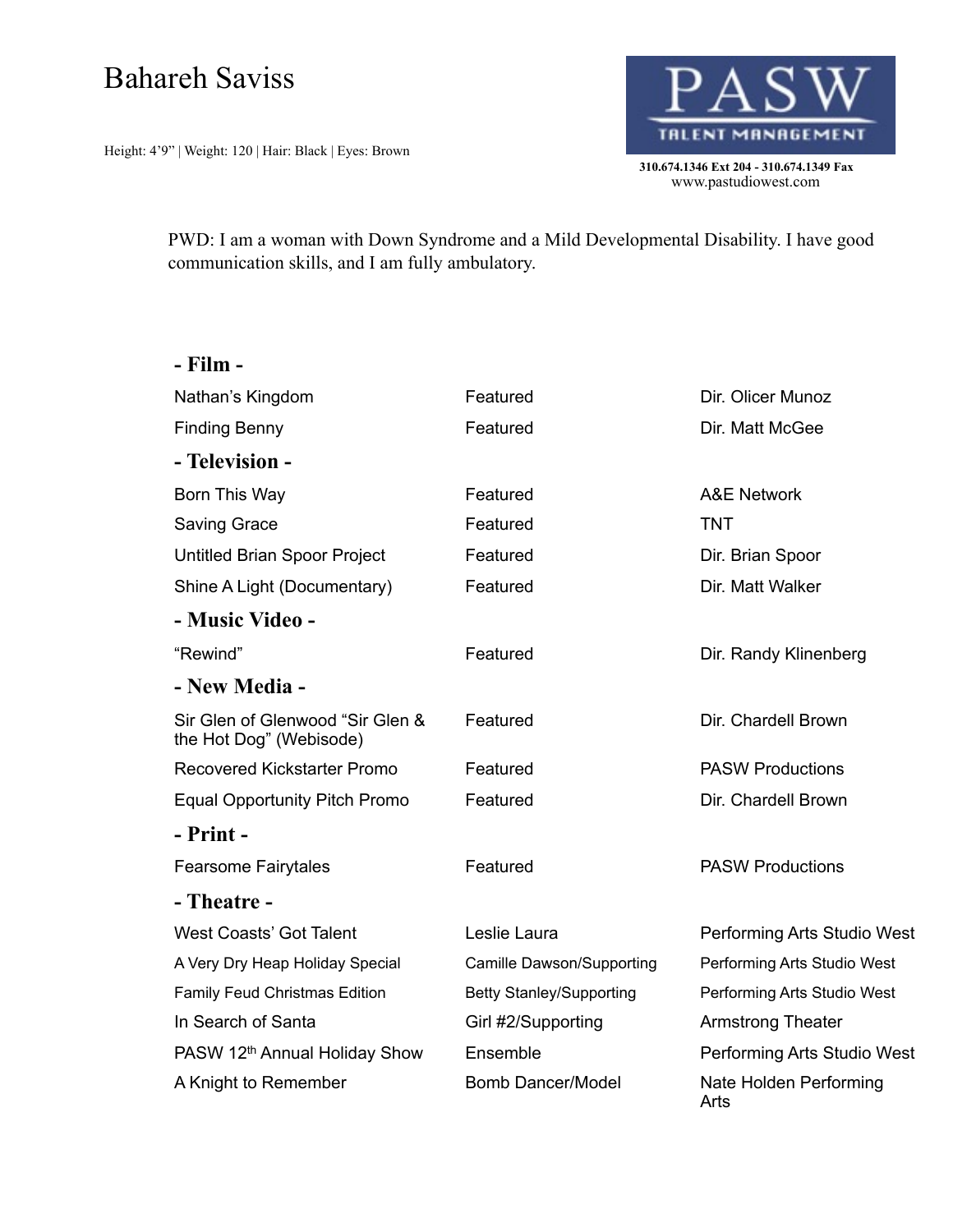# Bahareh Saviss

Height: 4'9" | Weight: 120 | Hair: Black | Eyes: Brown

PASW TALENT MANAGEMENT

**310.674.1346 Ext 204 - 310.674.1349 Fax**
www.pastudiowest.com

PWD: I am a woman with Down Syndrome and a Mild Developmental Disability. I have good communication skills, and I am fully ambulatory.

## - Film -

| | | |
|---|---|---|
| Nathan's Kingdom | Featured | Dir. Olicer Munoz |
| Finding Benny | Featured | Dir. Matt McGee |

## - Television -

| | | |
|---|---|---|
| Born This Way | Featured | A&E Network |
| Saving Grace | Featured | TNT |
| Untitled Brian Spoor Project | Featured | Dir. Brian Spoor |
| Shine A Light (Documentary) | Featured | Dir. Matt Walker |

## - Music Video -

| | | |
|---|---|---|
| "Rewind" | Featured | Dir. Randy Klinenberg |

## - New Media -

| | | |
|---|---|---|
| Sir Glen of Glenwood "Sir Glen & the Hot Dog" (Webisode) | Featured | Dir. Chardell Brown |
| Recovered Kickstarter Promo | Featured | PASW Productions |
| Equal Opportunity Pitch Promo | Featured | Dir. Chardell Brown |

## - Print -

| | | |
|---|---|---|
| Fearsome Fairytales | Featured | PASW Productions |

## - Theatre -

| | | |
|---|---|---|
| West Coasts' Got Talent | Leslie Laura | Performing Arts Studio West |
| A Very Dry Heap Holiday Special | Camille Dawson/Supporting | Performing Arts Studio West |
| Family Feud Christmas Edition | Betty Stanley/Supporting | Performing Arts Studio West |
| In Search of Santa | Girl #2/Supporting | Armstrong Theater |
| PASW 12th Annual Holiday Show | Ensemble | Performing Arts Studio West |
| A Knight to Remember | Bomb Dancer/Model | Nate Holden Performing Arts |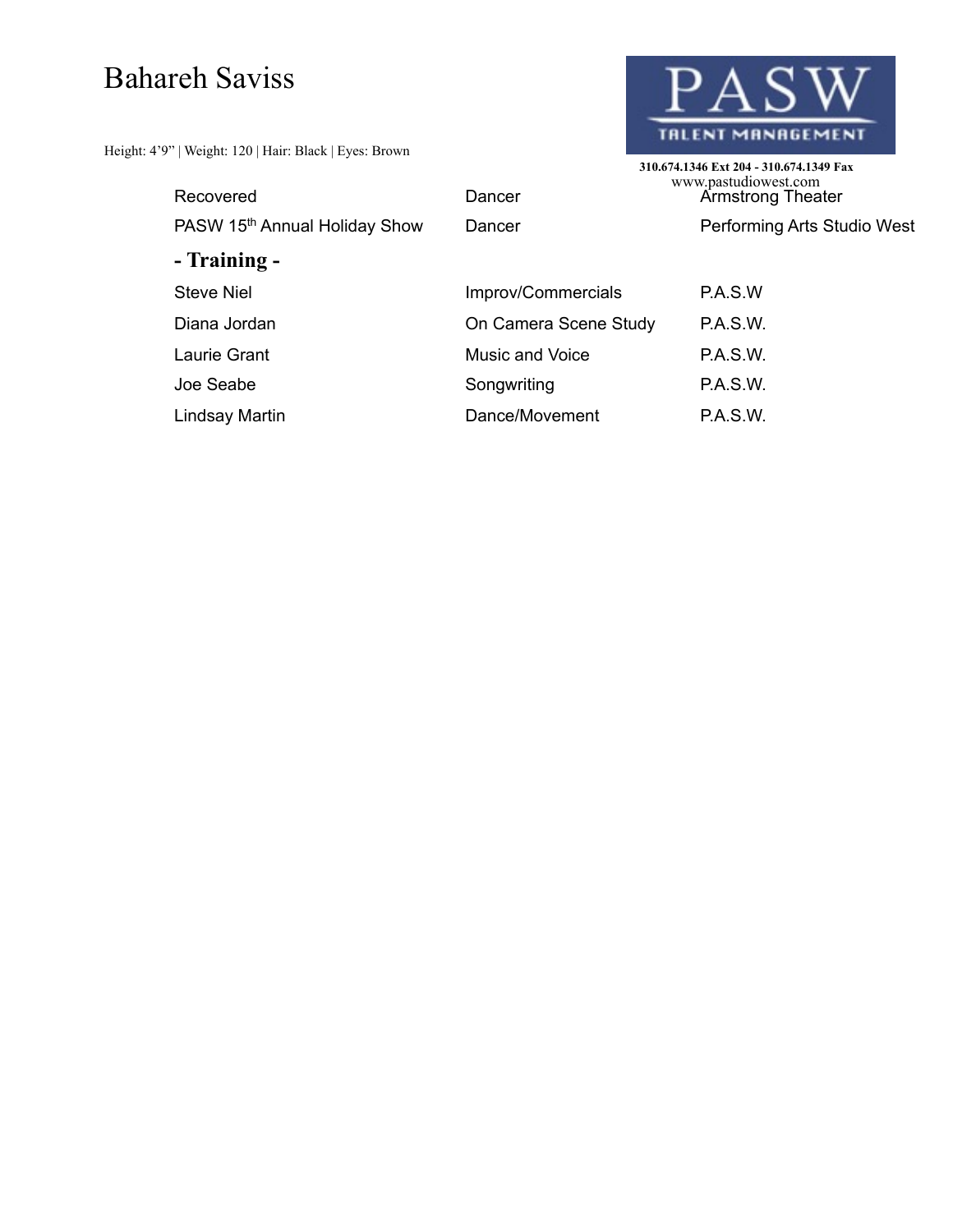# Bahareh Saviss

Height: 4'9" | Weight: 120 | Hair: Black | Eyes: Brown

PASW TALENT MANAGEMENT

310.674.1346 Ext 204 - 310.674.1349 Fax
www.pastudiowest.com

| | | |
|---|---|---|
| Recovered | Dancer | Armstrong Theater |
| PASW 15th Annual Holiday Show | Dancer | Performing Arts Studio West |

## - Training -

| | | |
|---|---|---|
| Steve Niel | Improv/Commercials | P.A.S.W |
| Diana Jordan | On Camera Scene Study | P.A.S.W. |
| Laurie Grant | Music and Voice | P.A.S.W. |
| Joe Seabe | Songwriting | P.A.S.W. |
| Lindsay Martin | Dance/Movement | P.A.S.W. |